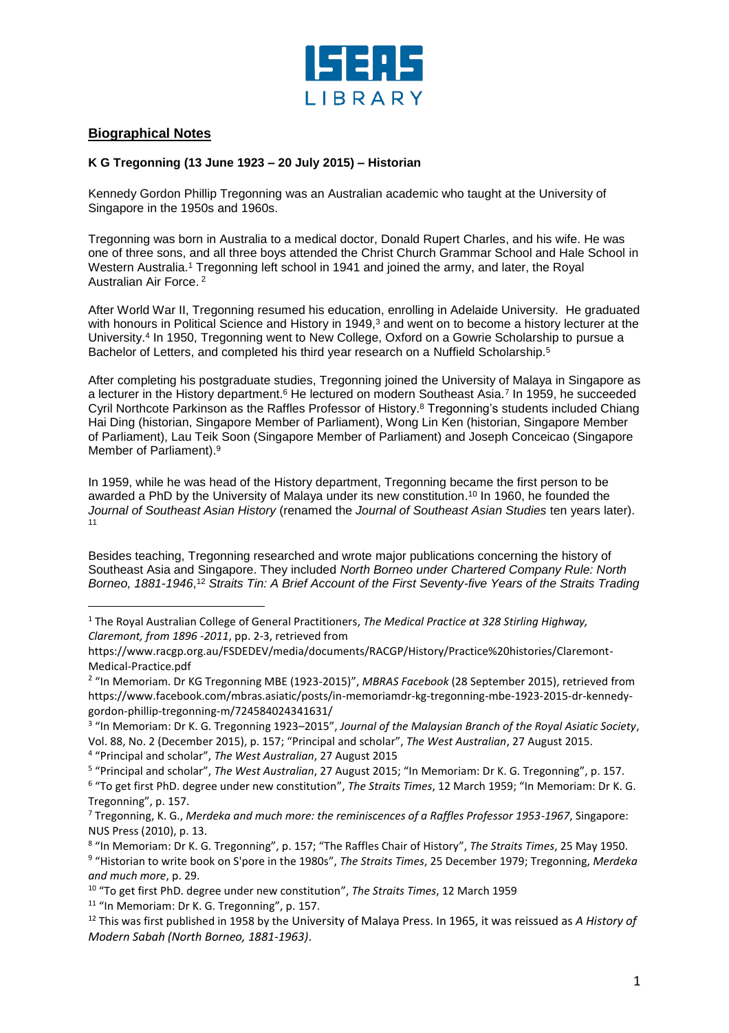## **Biographical Notes**

### **K G Tregonning (13 June 1923 – 20 July 2015) – Historian**

Kennedy Gordon Phillip Tregonning was an Australian academic who taught at the University of Singapore in the 1950s and 1960s.

Tregonning was born in Australia to a medical doctor, Donald Rupert Charles, and his wife. He was one of three sons, and all three boys attended the Christ Church Grammar School and Hale School in Western Australia.[1] Tregonning left school in 1941 and joined the army, and later, the Royal Australian Air Force.[2]

After World War II, Tregonning resumed his education, enrolling in Adelaide University. He graduated with honours in Political Science and History in 1949,[3] and went on to become a history lecturer at the University.[4] In 1950, Tregonning went to New College, Oxford on a Gowrie Scholarship to pursue a Bachelor of Letters, and completed his third year research on a Nuffield Scholarship.[5]

After completing his postgraduate studies, Tregonning joined the University of Malaya in Singapore as a lecturer in the History department.[6] He lectured on modern Southeast Asia.[7] In 1959, he succeeded Cyril Northcote Parkinson as the Raffles Professor of History.[8] Tregonning's students included Chiang Hai Ding (historian, Singapore Member of Parliament), Wong Lin Ken (historian, Singapore Member of Parliament), Lau Teik Soon (Singapore Member of Parliament) and Joseph Conceicao (Singapore Member of Parliament).[9]

In 1959, while he was head of the History department, Tregonning became the first person to be awarded a PhD by the University of Malaya under its new constitution.[10] In 1960, he founded the *Journal of Southeast Asian History* (renamed the *Journal of Southeast Asian Studies* ten years later).[11]

Besides teaching, Tregonning researched and wrote major publications concerning the history of Southeast Asia and Singapore. They included *North Borneo under Chartered Company Rule: North Borneo, 1881-1946*,[12] *Straits Tin: A Brief Account of the First Seventy-five Years of the Straits Trading*

---

[1] The Royal Australian College of General Practitioners, *The Medical Practice at 328 Stirling Highway, Claremont, from 1896 -2011*, pp. 2-3, retrieved from https://www.racgp.org.au/FSDEDEV/media/documents/RACGP/History/Practice%20histories/Claremont-Medical-Practice.pdf

[2] "In Memoriam. Dr KG Tregonning MBE (1923-2015)", *MBRAS Facebook* (28 September 2015), retrieved from https://www.facebook.com/mbras.asiatic/posts/in-memoriamdr-kg-tregonning-mbe-1923-2015-dr-kennedy-gordon-phillip-tregonning-m/724584024341631/

[3] "In Memoriam: Dr K. G. Tregonning 1923–2015", *Journal of the Malaysian Branch of the Royal Asiatic Society*, Vol. 88, No. 2 (December 2015), p. 157; "Principal and scholar", *The West Australian*, 27 August 2015.

[4] "Principal and scholar", *The West Australian*, 27 August 2015

[5] "Principal and scholar", *The West Australian*, 27 August 2015; "In Memoriam: Dr K. G. Tregonning", p. 157.

[6] "To get first PhD. degree under new constitution", *The Straits Times*, 12 March 1959; "In Memoriam: Dr K. G. Tregonning", p. 157.

[7] Tregonning, K. G., *Merdeka and much more: the reminiscences of a Raffles Professor 1953-1967*, Singapore: NUS Press (2010), p. 13.

[8] "In Memoriam: Dr K. G. Tregonning", p. 157; "The Raffles Chair of History", *The Straits Times*, 25 May 1950.

[9] "Historian to write book on S'pore in the 1980s", *The Straits Times*, 25 December 1979; Tregonning, *Merdeka and much more*, p. 29.

[10] "To get first PhD. degree under new constitution", *The Straits Times*, 12 March 1959

[11] "In Memoriam: Dr K. G. Tregonning", p. 157.

[12] This was first published in 1958 by the University of Malaya Press. In 1965, it was reissued as *A History of Modern Sabah (North Borneo, 1881-1963)*.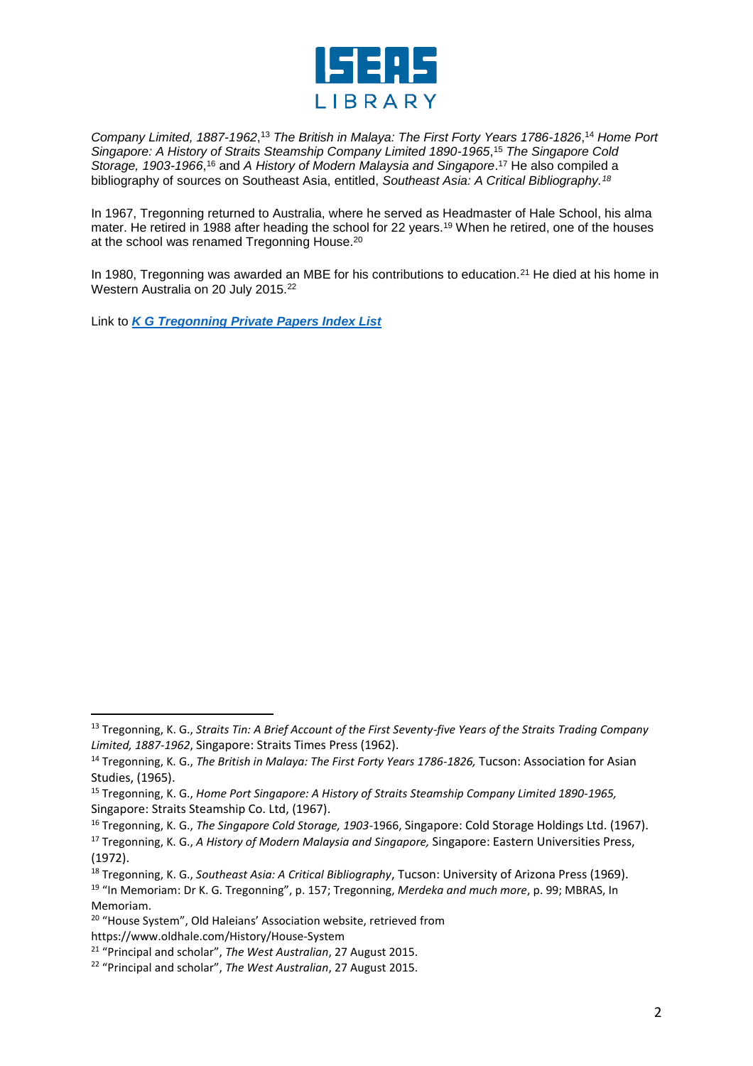*Company Limited, 1887-1962*,[13] *The British in Malaya: The First Forty Years 1786-1826*,[14] *Home Port Singapore: A History of Straits Steamship Company Limited 1890-1965*,[15] *The Singapore Cold Storage, 1903-1966*,[16] and *A History of Modern Malaysia and Singapore*.[17] He also compiled a bibliography of sources on Southeast Asia, entitled, *Southeast Asia: A Critical Bibliography.*[18]

In 1967, Tregonning returned to Australia, where he served as Headmaster of Hale School, his alma mater. He retired in 1988 after heading the school for 22 years.[19] When he retired, one of the houses at the school was renamed Tregonning House.[20]

In 1980, Tregonning was awarded an MBE for his contributions to education.[21] He died at his home in Western Australia on 20 July 2015.[22]

Link to ***K G Tregonning Private Papers Index List***

---

[13] Tregonning, K. G., *Straits Tin: A Brief Account of the First Seventy-five Years of the Straits Trading Company Limited, 1887-1962*, Singapore: Straits Times Press (1962).

[14] Tregonning, K. G., *The British in Malaya: The First Forty Years 1786-1826,* Tucson: Association for Asian Studies, (1965).

[15] Tregonning, K. G., *Home Port Singapore: A History of Straits Steamship Company Limited 1890-1965,* Singapore: Straits Steamship Co. Ltd, (1967).

[16] Tregonning, K. G., *The Singapore Cold Storage, 1903*-1966, Singapore: Cold Storage Holdings Ltd. (1967).

[17] Tregonning, K. G., *A History of Modern Malaysia and Singapore,* Singapore: Eastern Universities Press, (1972).

[18] Tregonning, K. G., *Southeast Asia: A Critical Bibliography*, Tucson: University of Arizona Press (1969).

[19] "In Memoriam: Dr K. G. Tregonning", p. 157; Tregonning, *Merdeka and much more*, p. 99; MBRAS, In Memoriam.

[20] "House System", Old Haleians' Association website, retrieved from https://www.oldhale.com/History/House-System

[21] "Principal and scholar", *The West Australian*, 27 August 2015.

[22] "Principal and scholar", *The West Australian*, 27 August 2015.